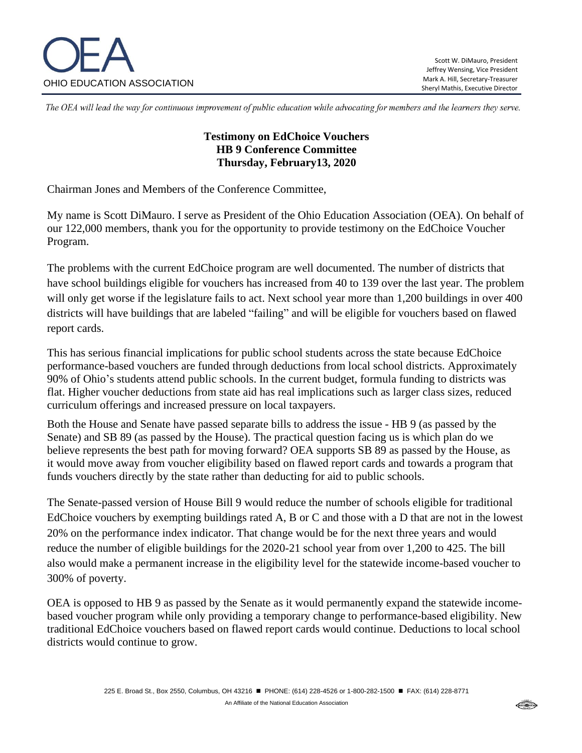OEA
OHIO EDUCATION ASSOCIATION

Scott W. DiMauro, President
Jeffrey Wensing, Vice President
Mark A. Hill, Secretary-Treasurer
Sheryl Mathis, Executive Director

*The OEA will lead the way for continuous improvement of public education while advocating for members and the learners they serve.*

**Testimony on EdChoice Vouchers**
**HB 9 Conference Committee**
**Thursday, February13, 2020**

Chairman Jones and Members of the Conference Committee,

My name is Scott DiMauro. I serve as President of the Ohio Education Association (OEA). On behalf of our 122,000 members, thank you for the opportunity to provide testimony on the EdChoice Voucher Program.

The problems with the current EdChoice program are well documented. The number of districts that have school buildings eligible for vouchers has increased from 40 to 139 over the last year. The problem will only get worse if the legislature fails to act. Next school year more than 1,200 buildings in over 400 districts will have buildings that are labeled "failing" and will be eligible for vouchers based on flawed report cards.

This has serious financial implications for public school students across the state because EdChoice performance-based vouchers are funded through deductions from local school districts. Approximately 90% of Ohio's students attend public schools. In the current budget, formula funding to districts was flat. Higher voucher deductions from state aid has real implications such as larger class sizes, reduced curriculum offerings and increased pressure on local taxpayers.

Both the House and Senate have passed separate bills to address the issue - HB 9 (as passed by the Senate) and SB 89 (as passed by the House). The practical question facing us is which plan do we believe represents the best path for moving forward? OEA supports SB 89 as passed by the House, as it would move away from voucher eligibility based on flawed report cards and towards a program that funds vouchers directly by the state rather than deducting for aid to public schools.

The Senate-passed version of House Bill 9 would reduce the number of schools eligible for traditional EdChoice vouchers by exempting buildings rated A, B or C and those with a D that are not in the lowest 20% on the performance index indicator. That change would be for the next three years and would reduce the number of eligible buildings for the 2020-21 school year from over 1,200 to 425. The bill also would make a permanent increase in the eligibility level for the statewide income-based voucher to 300% of poverty.

OEA is opposed to HB 9 as passed by the Senate as it would permanently expand the statewide income-based voucher program while only providing a temporary change to performance-based eligibility. New traditional EdChoice vouchers based on flawed report cards would continue. Deductions to local school districts would continue to grow.

225 E. Broad St., Box 2550, Columbus, OH 43216 ■ PHONE: (614) 228-4526 or 1-800-282-1500 ■ FAX: (614) 228-8771

An Affiliate of the National Education Association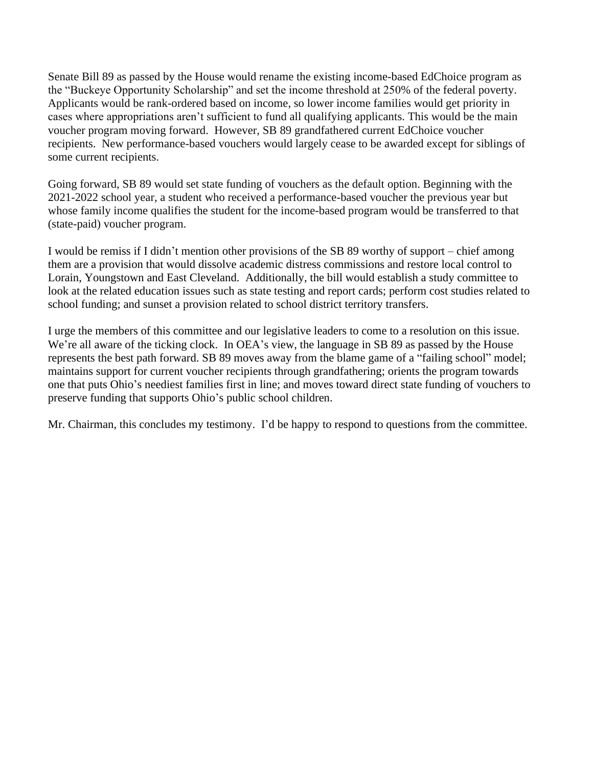Senate Bill 89 as passed by the House would rename the existing income-based EdChoice program as the "Buckeye Opportunity Scholarship" and set the income threshold at 250% of the federal poverty. Applicants would be rank-ordered based on income, so lower income families would get priority in cases where appropriations aren't sufficient to fund all qualifying applicants. This would be the main voucher program moving forward. However, SB 89 grandfathered current EdChoice voucher recipients. New performance-based vouchers would largely cease to be awarded except for siblings of some current recipients.

Going forward, SB 89 would set state funding of vouchers as the default option. Beginning with the 2021-2022 school year, a student who received a performance-based voucher the previous year but whose family income qualifies the student for the income-based program would be transferred to that (state-paid) voucher program.

I would be remiss if I didn't mention other provisions of the SB 89 worthy of support – chief among them are a provision that would dissolve academic distress commissions and restore local control to Lorain, Youngstown and East Cleveland. Additionally, the bill would establish a study committee to look at the related education issues such as state testing and report cards; perform cost studies related to school funding; and sunset a provision related to school district territory transfers.

I urge the members of this committee and our legislative leaders to come to a resolution on this issue. We're all aware of the ticking clock. In OEA's view, the language in SB 89 as passed by the House represents the best path forward. SB 89 moves away from the blame game of a "failing school" model; maintains support for current voucher recipients through grandfathering; orients the program towards one that puts Ohio's neediest families first in line; and moves toward direct state funding of vouchers to preserve funding that supports Ohio's public school children.

Mr. Chairman, this concludes my testimony. I'd be happy to respond to questions from the committee.